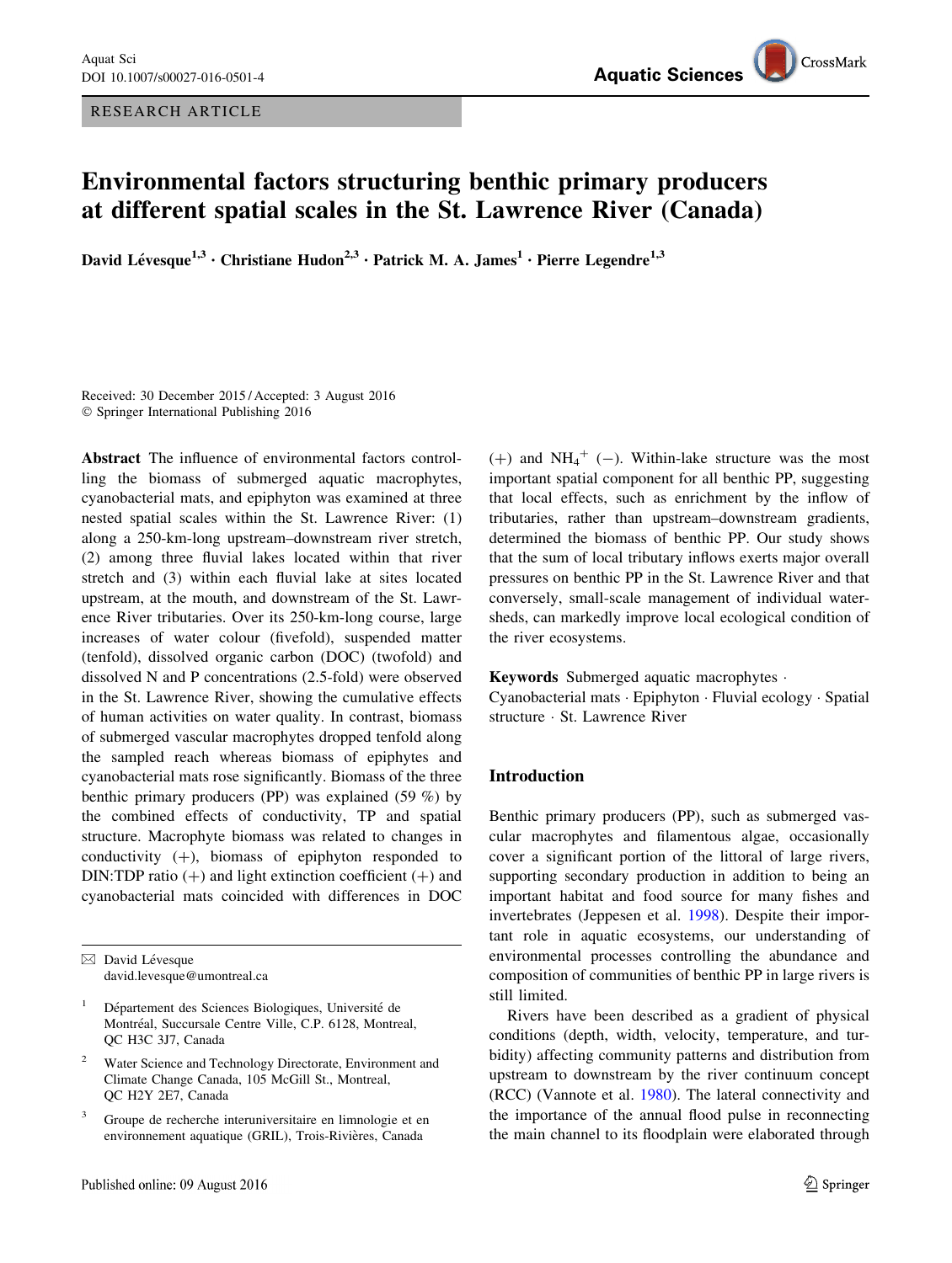RESEARCH ARTICLE

# Environmental factors structuring benthic primary producers at different spatial scales in the St. Lawrence River (Canada)

David Lévesque[1,3] · Christiane Hudon[2,3] · Patrick M. A. James[1] · Pierre Legendre[1,3]

Received: 30 December 2015 / Accepted: 3 August 2016
© Springer International Publishing 2016

**Abstract** The influence of environmental factors controlling the biomass of submerged aquatic macrophytes, cyanobacterial mats, and epiphyton was examined at three nested spatial scales within the St. Lawrence River: (1) along a 250-km-long upstream–downstream river stretch, (2) among three fluvial lakes located within that river stretch and (3) within each fluvial lake at sites located upstream, at the mouth, and downstream of the St. Lawrence River tributaries. Over its 250-km-long course, large increases of water colour (fivefold), suspended matter (tenfold), dissolved organic carbon (DOC) (twofold) and dissolved N and P concentrations (2.5-fold) were observed in the St. Lawrence River, showing the cumulative effects of human activities on water quality. In contrast, biomass of submerged vascular macrophytes dropped tenfold along the sampled reach whereas biomass of epiphytes and cyanobacterial mats rose significantly. Biomass of the three benthic primary producers (PP) was explained (59 %) by the combined effects of conductivity, TP and spatial structure. Macrophyte biomass was related to changes in conductivity (+), biomass of epiphyton responded to DIN:TDP ratio (+) and light extinction coefficient (+) and cyanobacterial mats coincided with differences in DOC (+) and $NH_4^+$ (−). Within-lake structure was the most important spatial component for all benthic PP, suggesting that local effects, such as enrichment by the inflow of tributaries, rather than upstream–downstream gradients, determined the biomass of benthic PP. Our study shows that the sum of local tributary inflows exerts major overall pressures on benthic PP in the St. Lawrence River and that conversely, small-scale management of individual watersheds, can markedly improve local ecological condition of the river ecosystems.

**Keywords** Submerged aquatic macrophytes · Cyanobacterial mats · Epiphyton · Fluvial ecology · Spatial structure · St. Lawrence River

✉ David Lévesque
david.levesque@umontreal.ca

[1] Département des Sciences Biologiques, Université de Montréal, Succursale Centre Ville, C.P. 6128, Montreal, QC H3C 3J7, Canada

[2] Water Science and Technology Directorate, Environment and Climate Change Canada, 105 McGill St., Montreal, QC H2Y 2E7, Canada

[3] Groupe de recherche interuniversitaire en limnologie et en environnement aquatique (GRIL), Trois-Rivières, Canada

## Introduction

Benthic primary producers (PP), such as submerged vascular macrophytes and filamentous algae, occasionally cover a significant portion of the littoral of large rivers, supporting secondary production in addition to being an important habitat and food source for many fishes and invertebrates (Jeppesen et al. 1998). Despite their important role in aquatic ecosystems, our understanding of environmental processes controlling the abundance and composition of communities of benthic PP in large rivers is still limited.

Rivers have been described as a gradient of physical conditions (depth, width, velocity, temperature, and turbidity) affecting community patterns and distribution from upstream to downstream by the river continuum concept (RCC) (Vannote et al. 1980). The lateral connectivity and the importance of the annual flood pulse in reconnecting the main channel to its floodplain were elaborated through

Published online: 09 August 2016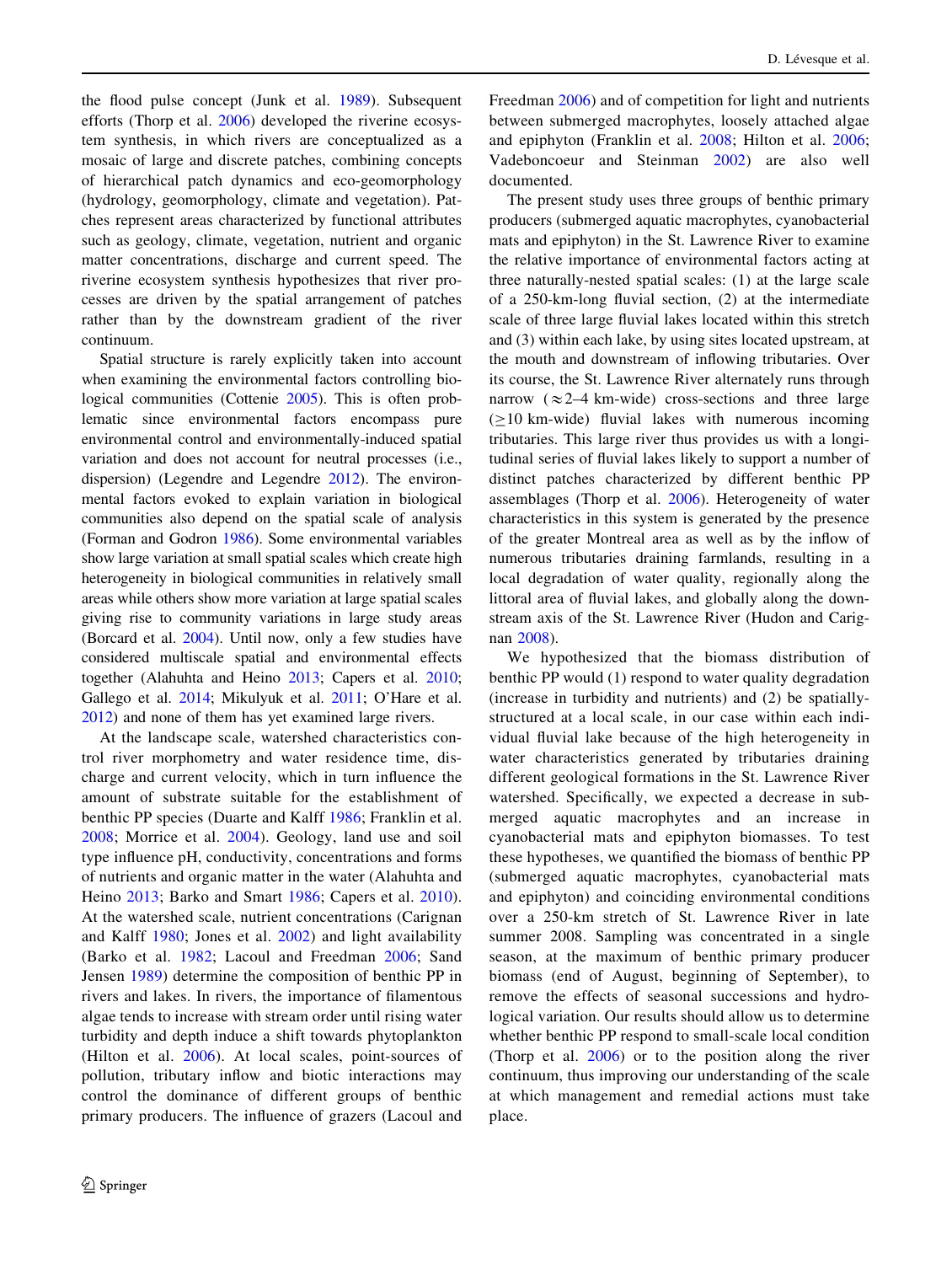the flood pulse concept (Junk et al. 1989). Subsequent efforts (Thorp et al. 2006) developed the riverine ecosystem synthesis, in which rivers are conceptualized as a mosaic of large and discrete patches, combining concepts of hierarchical patch dynamics and eco-geomorphology (hydrology, geomorphology, climate and vegetation). Patches represent areas characterized by functional attributes such as geology, climate, vegetation, nutrient and organic matter concentrations, discharge and current speed. The riverine ecosystem synthesis hypothesizes that river processes are driven by the spatial arrangement of patches rather than by the downstream gradient of the river continuum.

Spatial structure is rarely explicitly taken into account when examining the environmental factors controlling biological communities (Cottenie 2005). This is often problematic since environmental factors encompass pure environmental control and environmentally-induced spatial variation and does not account for neutral processes (i.e., dispersion) (Legendre and Legendre 2012). The environmental factors evoked to explain variation in biological communities also depend on the spatial scale of analysis (Forman and Godron 1986). Some environmental variables show large variation at small spatial scales which create high heterogeneity in biological communities in relatively small areas while others show more variation at large spatial scales giving rise to community variations in large study areas (Borcard et al. 2004). Until now, only a few studies have considered multiscale spatial and environmental effects together (Alahuhta and Heino 2013; Capers et al. 2010; Gallego et al. 2014; Mikulyuk et al. 2011; O'Hare et al. 2012) and none of them has yet examined large rivers.

At the landscape scale, watershed characteristics control river morphometry and water residence time, discharge and current velocity, which in turn influence the amount of substrate suitable for the establishment of benthic PP species (Duarte and Kalff 1986; Franklin et al. 2008; Morrice et al. 2004). Geology, land use and soil type influence pH, conductivity, concentrations and forms of nutrients and organic matter in the water (Alahuhta and Heino 2013; Barko and Smart 1986; Capers et al. 2010). At the watershed scale, nutrient concentrations (Carignan and Kalff 1980; Jones et al. 2002) and light availability (Barko et al. 1982; Lacoul and Freedman 2006; Sand Jensen 1989) determine the composition of benthic PP in rivers and lakes. In rivers, the importance of filamentous algae tends to increase with stream order until rising water turbidity and depth induce a shift towards phytoplankton (Hilton et al. 2006). At local scales, point-sources of pollution, tributary inflow and biotic interactions may control the dominance of different groups of benthic primary producers. The influence of grazers (Lacoul and Freedman 2006) and of competition for light and nutrients between submerged macrophytes, loosely attached algae and epiphyton (Franklin et al. 2008; Hilton et al. 2006; Vadeboncoeur and Steinman 2002) are also well documented.

The present study uses three groups of benthic primary producers (submerged aquatic macrophytes, cyanobacterial mats and epiphyton) in the St. Lawrence River to examine the relative importance of environmental factors acting at three naturally-nested spatial scales: (1) at the large scale of a 250-km-long fluvial section, (2) at the intermediate scale of three large fluvial lakes located within this stretch and (3) within each lake, by using sites located upstream, at the mouth and downstream of inflowing tributaries. Over its course, the St. Lawrence River alternately runs through narrow ($\approx$2–4 km-wide) cross-sections and three large ($\geq$10 km-wide) fluvial lakes with numerous incoming tributaries. This large river thus provides us with a longitudinal series of fluvial lakes likely to support a number of distinct patches characterized by different benthic PP assemblages (Thorp et al. 2006). Heterogeneity of water characteristics in this system is generated by the presence of the greater Montreal area as well as by the inflow of numerous tributaries draining farmlands, resulting in a local degradation of water quality, regionally along the littoral area of fluvial lakes, and globally along the downstream axis of the St. Lawrence River (Hudon and Carignan 2008).

We hypothesized that the biomass distribution of benthic PP would (1) respond to water quality degradation (increase in turbidity and nutrients) and (2) be spatially-structured at a local scale, in our case within each individual fluvial lake because of the high heterogeneity in water characteristics generated by tributaries draining different geological formations in the St. Lawrence River watershed. Specifically, we expected a decrease in submerged aquatic macrophytes and an increase in cyanobacterial mats and epiphyton biomasses. To test these hypotheses, we quantified the biomass of benthic PP (submerged aquatic macrophytes, cyanobacterial mats and epiphyton) and coinciding environmental conditions over a 250-km stretch of St. Lawrence River in late summer 2008. Sampling was concentrated in a single season, at the maximum of benthic primary producer biomass (end of August, beginning of September), to remove the effects of seasonal successions and hydrological variation. Our results should allow us to determine whether benthic PP respond to small-scale local condition (Thorp et al. 2006) or to the position along the river continuum, thus improving our understanding of the scale at which management and remedial actions must take place.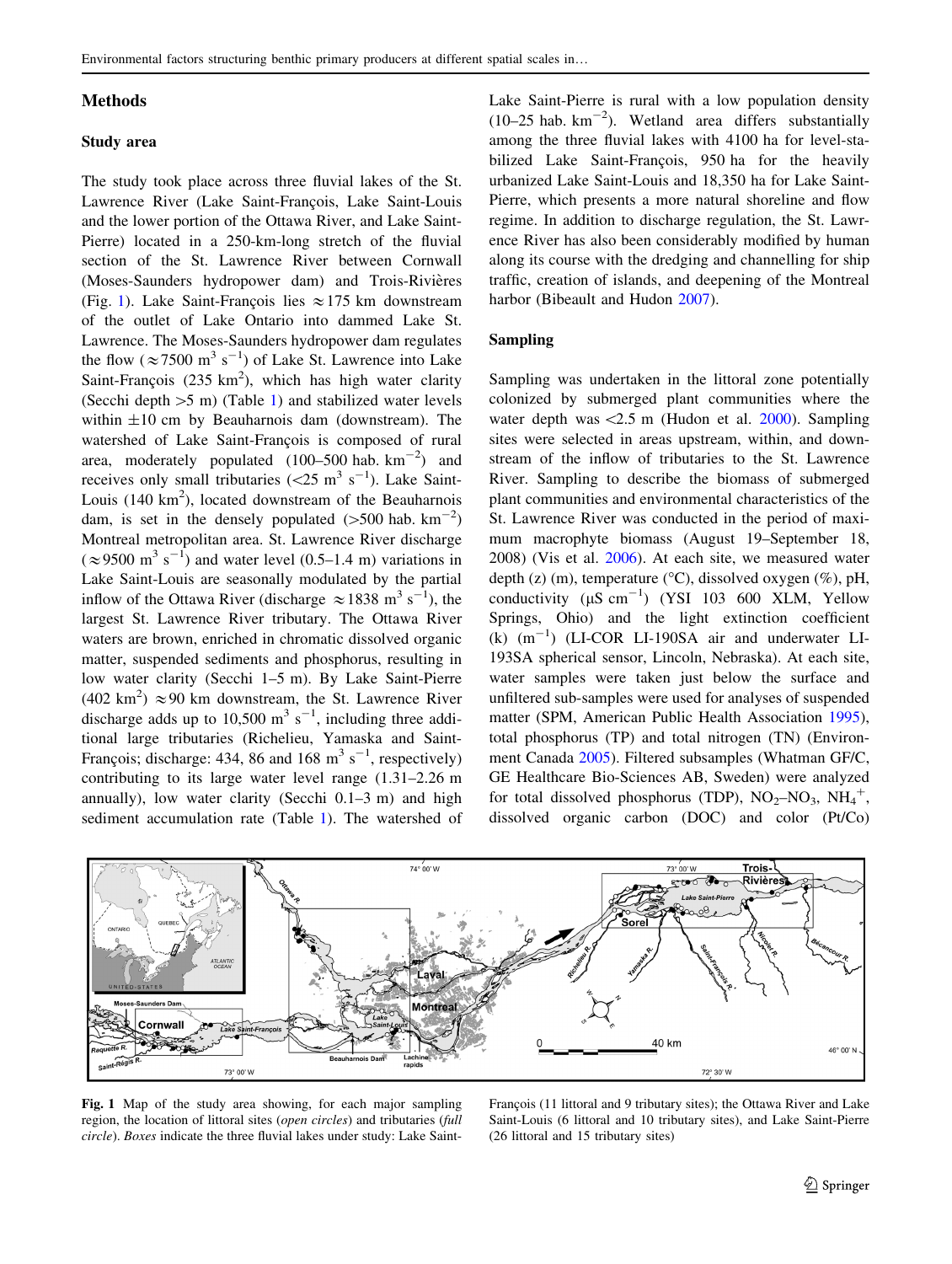## Methods

### Study area

The study took place across three fluvial lakes of the St. Lawrence River (Lake Saint-François, Lake Saint-Louis and the lower portion of the Ottawa River, and Lake Saint-Pierre) located in a 250-km-long stretch of the fluvial section of the St. Lawrence River between Cornwall (Moses-Saunders hydropower dam) and Trois-Rivières (Fig. 1). Lake Saint-François lies ≈175 km downstream of the outlet of Lake Ontario into dammed Lake St. Lawrence. The Moses-Saunders hydropower dam regulates the flow (≈7500 $m^3$ $s^{-1}$) of Lake St. Lawrence into Lake Saint-François (235 $km^2$), which has high water clarity (Secchi depth >5 m) (Table 1) and stabilized water levels within ±10 cm by Beauharnois dam (downstream). The watershed of Lake Saint-François is composed of rural area, moderately populated (100–500 hab. $km^{-2}$) and receives only small tributaries (<25 $m^3$ $s^{-1}$). Lake Saint-Louis (140 $km^2$), located downstream of the Beauharnois dam, is set in the densely populated (>500 hab. $km^{-2}$) Montreal metropolitan area. St. Lawrence River discharge (≈9500 $m^3$ $s^{-1}$) and water level (0.5–1.4 m) variations in Lake Saint-Louis are seasonally modulated by the partial inflow of the Ottawa River (discharge ≈1838 $m^3$ $s^{-1}$), the largest St. Lawrence River tributary. The Ottawa River waters are brown, enriched in chromatic dissolved organic matter, suspended sediments and phosphorus, resulting in low water clarity (Secchi 1–5 m). By Lake Saint-Pierre (402 $km^2$) ≈90 km downstream, the St. Lawrence River discharge adds up to 10,500 $m^3$ $s^{-1}$, including three additional large tributaries (Richelieu, Yamaska and Saint-François; discharge: 434, 86 and 168 $m^3$ $s^{-1}$, respectively) contributing to its large water level range (1.31–2.26 m annually), low water clarity (Secchi 0.1–3 m) and high sediment accumulation rate (Table 1). The watershed of Lake Saint-Pierre is rural with a low population density (10–25 hab. $km^{-2}$). Wetland area differs substantially among the three fluvial lakes with 4100 ha for level-stabilized Lake Saint-François, 950 ha for the heavily urbanized Lake Saint-Louis and 18,350 ha for Lake Saint-Pierre, which presents a more natural shoreline and flow regime. In addition to discharge regulation, the St. Lawrence River has also been considerably modified by human along its course with the dredging and channelling for ship traffic, creation of islands, and deepening of the Montreal harbor (Bibeault and Hudon 2007).

### Sampling

Sampling was undertaken in the littoral zone potentially colonized by submerged plant communities where the water depth was <2.5 m (Hudon et al. 2000). Sampling sites were selected in areas upstream, within, and downstream of the inflow of tributaries to the St. Lawrence River. Sampling to describe the biomass of submerged plant communities and environmental characteristics of the St. Lawrence River was conducted in the period of maximum macrophyte biomass (August 19–September 18, 2008) (Vis et al. 2006). At each site, we measured water depth (z) (m), temperature (°C), dissolved oxygen (%), pH, conductivity (μS $cm^{-1}$) (YSI 103 600 XLM, Yellow Springs, Ohio) and the light extinction coefficient (k) ($m^{-1}$) (LI-COR LI-190SA air and underwater LI-193SA spherical sensor, Lincoln, Nebraska). At each site, water samples were taken just below the surface and unfiltered sub-samples were used for analyses of suspended matter (SPM, American Public Health Association 1995), total phosphorus (TP) and total nitrogen (TN) (Environment Canada 2005). Filtered subsamples (Whatman GF/C, GE Healthcare Bio-Sciences AB, Sweden) were analyzed for total dissolved phosphorus (TDP), $NO_2$–$NO_3$, $NH_4^+$, dissolved organic carbon (DOC) and color (Pt/Co)

**Fig. 1** Map of the study area showing, for each major sampling region, the location of littoral sites (*open circles*) and tributaries (*full circle*). *Boxes* indicate the three fluvial lakes under study: Lake Saint-François (11 littoral and 9 tributary sites); the Ottawa River and Lake Saint-Louis (6 littoral and 10 tributary sites), and Lake Saint-Pierre (26 littoral and 15 tributary sites)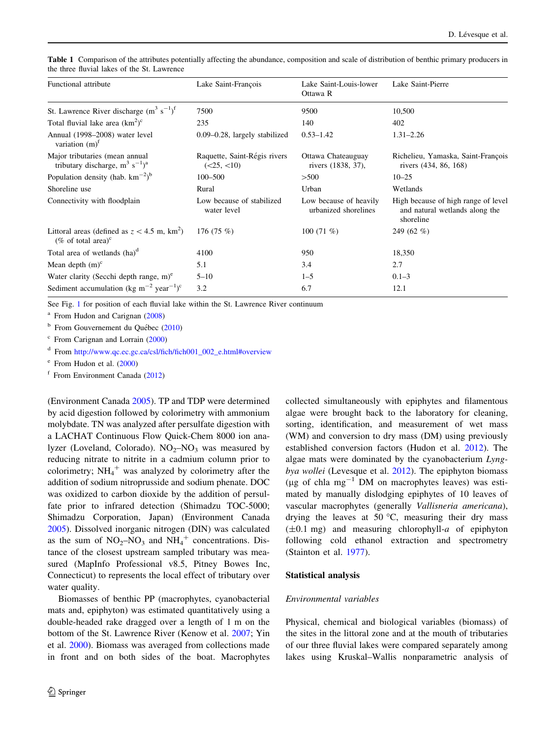**Table 1** Comparison of the attributes potentially affecting the abundance, composition and scale of distribution of benthic primary producers in the three fluvial lakes of the St. Lawrence

| Functional attribute | Lake Saint-François | Lake Saint-Louis-lower Ottawa R | Lake Saint-Pierre |
|---|---|---|---|
| St. Lawrence River discharge ($m^3$ $s^{-1}$)[f] | 7500 | 9500 | 10,500 |
| Total fluvial lake area ($km^2$)[c] | 235 | 140 | 402 |
| Annual (1998–2008) water level variation (m)[f] | 0.09–0.28, largely stabilized | 0.53–1.42 | 1.31–2.26 |
| Major tributaries (mean annual tributary discharge, $m^3$ $s^{-1}$)[a] | Raquette, Saint-Régis rivers (<25, <10) | Ottawa Chateauguay rivers (1838, 37), | Richelieu, Yamaska, Saint-François rivers (434, 86, 168) |
| Population density (hab. $km^{-2}$)[b] | 100–500 | >500 | 10–25 |
| Shoreline use | Rural | Urban | Wetlands |
| Connectivity with floodplain | Low because of stabilized water level | Low because of heavily urbanized shorelines | High because of high range of level and natural wetlands along the shoreline |
| Littoral areas (defined as $z < 4.5$ m, $km^2$) (% of total area)[c] | 176 (75 %) | 100 (71 %) | 249 (62 %) |
| Total area of wetlands (ha)[d] | 4100 | 950 | 18,350 |
| Mean depth (m)[c] | 5.1 | 3.4 | 2.7 |
| Water clarity (Secchi depth range, m)[e] | 5–10 | 1–5 | 0.1–3 |
| Sediment accumulation (kg $m^{-2}$ $year^{-1}$)[c] | 3.2 | 6.7 | 12.1 |

See Fig. 1 for position of each fluvial lake within the St. Lawrence River continuum

[a] From Hudon and Carignan (2008)

[b] From Gouvernement du Québec (2010)

[c] From Carignan and Lorrain (2000)

[d] From http://www.qc.ec.gc.ca/csl/fich/fich001_002_e.html#overview

[e] From Hudon et al. (2000)

[f] From Environment Canada (2012)

(Environment Canada 2005). TP and TDP were determined by acid digestion followed by colorimetry with ammonium molybdate. TN was analyzed after persulfate digestion with a LACHAT Continuous Flow Quick-Chem 8000 ion analyzer (Loveland, Colorado). $NO_2$–$NO_3$ was measured by reducing nitrate to nitrite in a cadmium column prior to colorimetry; $NH_4^+$ was analyzed by colorimetry after the addition of sodium nitroprusside and sodium phenate. DOC was oxidized to carbon dioxide by the addition of persulfate prior to infrared detection (Shimadzu TOC-5000; Shimadzu Corporation, Japan) (Environment Canada 2005). Dissolved inorganic nitrogen (DIN) was calculated as the sum of $NO_2$–$NO_3$ and $NH_4^+$ concentrations. Distance of the closest upstream sampled tributary was measured (MapInfo Professional v8.5, Pitney Bowes Inc, Connecticut) to represents the local effect of tributary over water quality.

Biomasses of benthic PP (macrophytes, cyanobacterial mats and, epiphyton) was estimated quantitatively using a double-headed rake dragged over a length of 1 m on the bottom of the St. Lawrence River (Kenow et al. 2007; Yin et al. 2000). Biomass was averaged from collections made in front and on both sides of the boat. Macrophytes collected simultaneously with epiphytes and filamentous algae were brought back to the laboratory for cleaning, sorting, identification, and measurement of wet mass (WM) and conversion to dry mass (DM) using previously established conversion factors (Hudon et al. 2012). The algae mats were dominated by the cyanobacterium *Lyngbya wollei* (Levesque et al. 2012). The epiphyton biomass (μg of chla $mg^{-1}$ DM on macrophytes leaves) was estimated by manually dislodging epiphytes of 10 leaves of vascular macrophytes (generally *Vallisneria americana*), drying the leaves at 50 °C, measuring their dry mass (±0.1 mg) and measuring chlorophyll-*a* of epiphyton following cold ethanol extraction and spectrometry (Stainton et al. 1977).

## Statistical analysis

### *Environmental variables*

Physical, chemical and biological variables (biomass) of the sites in the littoral zone and at the mouth of tributaries of our three fluvial lakes were compared separately among lakes using Kruskal–Wallis nonparametric analysis of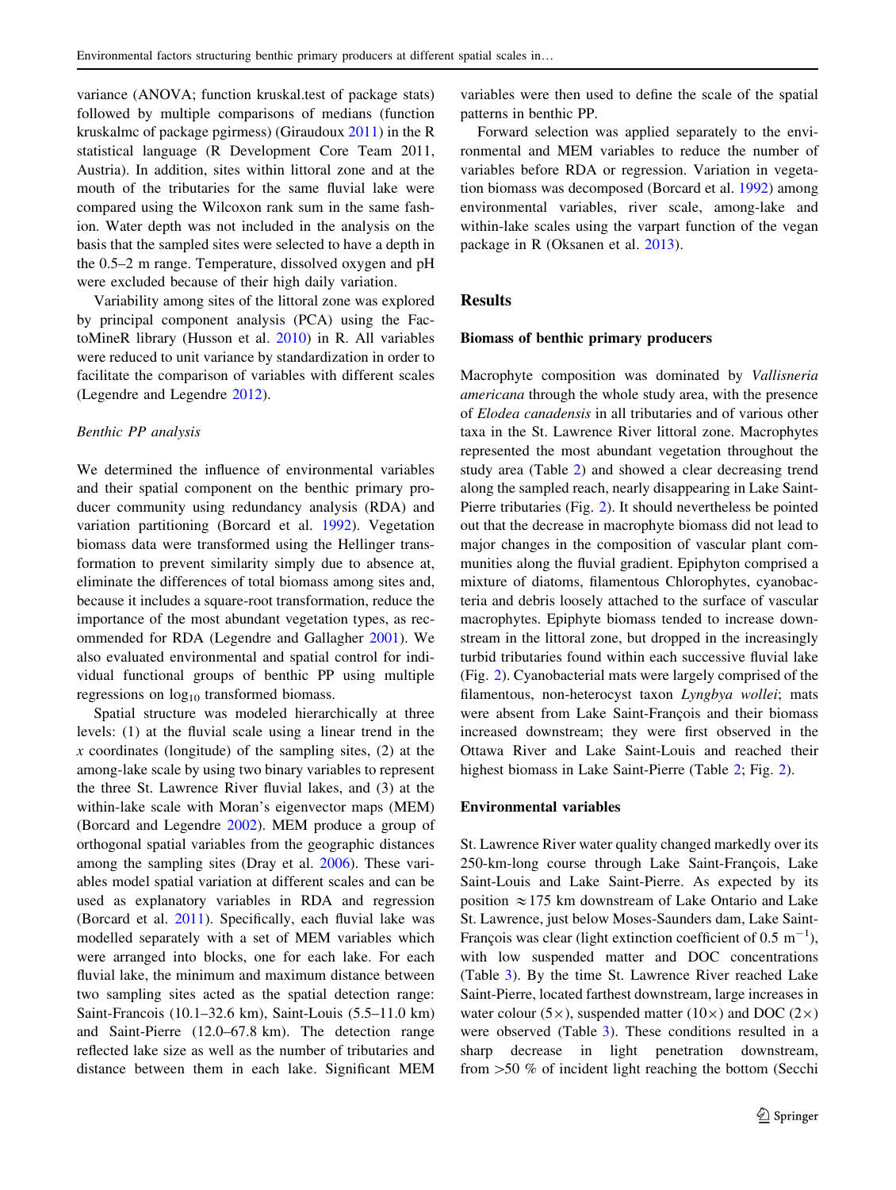variance (ANOVA; function kruskal.test of package stats) followed by multiple comparisons of medians (function kruskalmc of package pgirmess) (Giraudoux 2011) in the R statistical language (R Development Core Team 2011, Austria). In addition, sites within littoral zone and at the mouth of the tributaries for the same fluvial lake were compared using the Wilcoxon rank sum in the same fashion. Water depth was not included in the analysis on the basis that the sampled sites were selected to have a depth in the 0.5–2 m range. Temperature, dissolved oxygen and pH were excluded because of their high daily variation.

Variability among sites of the littoral zone was explored by principal component analysis (PCA) using the FactoMineR library (Husson et al. 2010) in R. All variables were reduced to unit variance by standardization in order to facilitate the comparison of variables with different scales (Legendre and Legendre 2012).

### *Benthic PP analysis*

We determined the influence of environmental variables and their spatial component on the benthic primary producer community using redundancy analysis (RDA) and variation partitioning (Borcard et al. 1992). Vegetation biomass data were transformed using the Hellinger transformation to prevent similarity simply due to absence at, eliminate the differences of total biomass among sites and, because it includes a square-root transformation, reduce the importance of the most abundant vegetation types, as recommended for RDA (Legendre and Gallagher 2001). We also evaluated environmental and spatial control for individual functional groups of benthic PP using multiple regressions on $\log_{10}$ transformed biomass.

Spatial structure was modeled hierarchically at three levels: (1) at the fluvial scale using a linear trend in the *x* coordinates (longitude) of the sampling sites, (2) at the among-lake scale by using two binary variables to represent the three St. Lawrence River fluvial lakes, and (3) at the within-lake scale with Moran's eigenvector maps (MEM) (Borcard and Legendre 2002). MEM produce a group of orthogonal spatial variables from the geographic distances among the sampling sites (Dray et al. 2006). These variables model spatial variation at different scales and can be used as explanatory variables in RDA and regression (Borcard et al. 2011). Specifically, each fluvial lake was modelled separately with a set of MEM variables which were arranged into blocks, one for each lake. For each fluvial lake, the minimum and maximum distance between two sampling sites acted as the spatial detection range: Saint-Francois (10.1–32.6 km), Saint-Louis (5.5–11.0 km) and Saint-Pierre (12.0–67.8 km). The detection range reflected lake size as well as the number of tributaries and distance between them in each lake. Significant MEM variables were then used to define the scale of the spatial patterns in benthic PP.

Forward selection was applied separately to the environmental and MEM variables to reduce the number of variables before RDA or regression. Variation in vegetation biomass was decomposed (Borcard et al. 1992) among environmental variables, river scale, among-lake and within-lake scales using the varpart function of the vegan package in R (Oksanen et al. 2013).

## Results

### Biomass of benthic primary producers

Macrophyte composition was dominated by *Vallisneria americana* through the whole study area, with the presence of *Elodea canadensis* in all tributaries and of various other taxa in the St. Lawrence River littoral zone. Macrophytes represented the most abundant vegetation throughout the study area (Table 2) and showed a clear decreasing trend along the sampled reach, nearly disappearing in Lake Saint-Pierre tributaries (Fig. 2). It should nevertheless be pointed out that the decrease in macrophyte biomass did not lead to major changes in the composition of vascular plant communities along the fluvial gradient. Epiphyton comprised a mixture of diatoms, filamentous Chlorophytes, cyanobacteria and debris loosely attached to the surface of vascular macrophytes. Epiphyte biomass tended to increase downstream in the littoral zone, but dropped in the increasingly turbid tributaries found within each successive fluvial lake (Fig. 2). Cyanobacterial mats were largely comprised of the filamentous, non-heterocyst taxon *Lyngbya wollei*; mats were absent from Lake Saint-François and their biomass increased downstream; they were first observed in the Ottawa River and Lake Saint-Louis and reached their highest biomass in Lake Saint-Pierre (Table 2; Fig. 2).

### Environmental variables

St. Lawrence River water quality changed markedly over its 250-km-long course through Lake Saint-François, Lake Saint-Louis and Lake Saint-Pierre. As expected by its position $\approx$175 km downstream of Lake Ontario and Lake St. Lawrence, just below Moses-Saunders dam, Lake Saint-François was clear (light extinction coefficient of 0.5 $m^{-1}$), with low suspended matter and DOC concentrations (Table 3). By the time St. Lawrence River reached Lake Saint-Pierre, located farthest downstream, large increases in water colour (5$\times$), suspended matter (10$\times$) and DOC (2$\times$) were observed (Table 3). These conditions resulted in a sharp decrease in light penetration downstream, from >50 % of incident light reaching the bottom (Secchi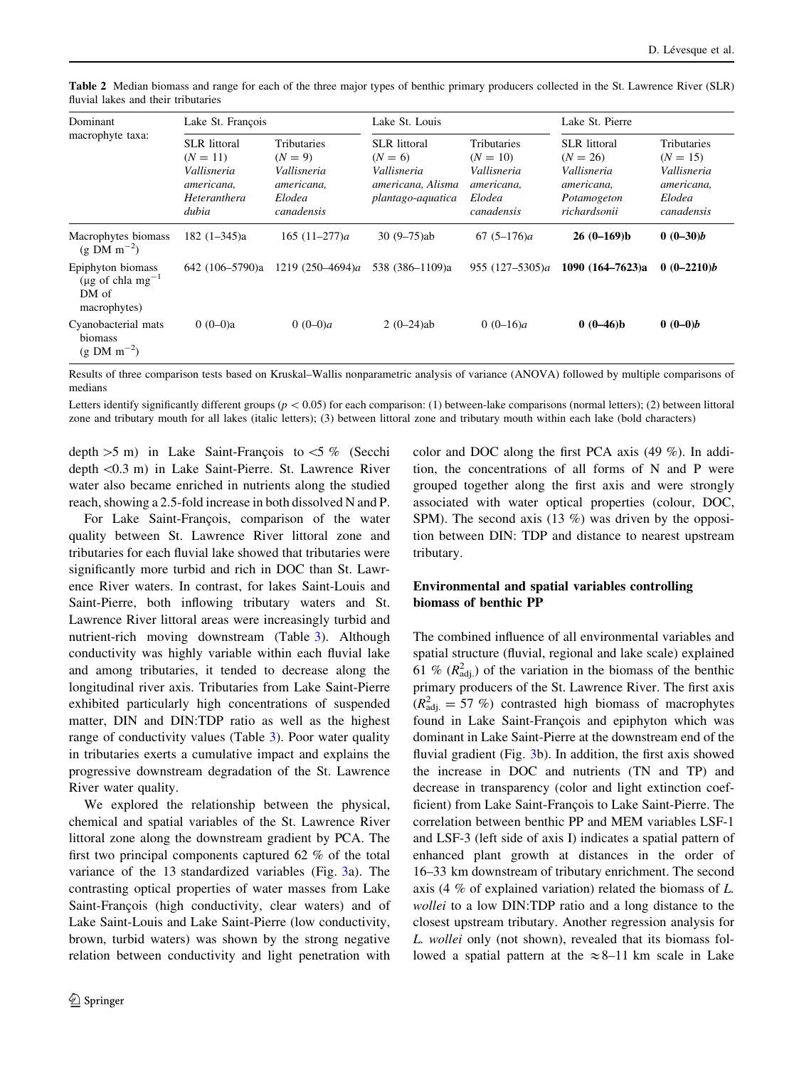**Table 2** Median biomass and range for each of the three major types of benthic primary producers collected in the St. Lawrence River (SLR) fluvial lakes and their tributaries

| Dominant macrophyte taxa: | Lake St. François | | Lake St. Louis | | Lake St. Pierre | |
|---|---|---|---|---|---|---|
| | SLR littoral ($N = 11$) *Vallisneria americana, Heteranthera dubia* | Tributaries ($N = 9$) *Vallisneria americana, Elodea canadensis* | SLR littoral ($N = 6$) *Vallisneria americana, Alisma plantago-aquatica* | Tributaries ($N = 10$) *Vallisneria americana, Elodea canadensis* | SLR littoral ($N = 26$) *Vallisneria americana, Potamogeton richardsonii* | Tributaries ($N = 15$) *Vallisneria americana, Elodea canadensis* |
| Macrophytes biomass (g DM $m^{-2}$) | 182 (1–345)a | 165 (11–277)*a* | 30 (9–75)ab | 67 (5–176)*a* | **26 (0–169)b** | **0 (0–30)*b*** |
| Epiphyton biomass (μg of chla $mg^{-1}$ DM of macrophytes) | 642 (106–5790)a | 1219 (250–4694)*a* | 538 (386–1109)a | 955 (127–5305)*a* | **1090 (164–7623)a** | **0 (0–2210)*b*** |
| Cyanobacterial mats biomass (g DM $m^{-2}$) | 0 (0–0)a | 0 (0–0)*a* | 2 (0–24)ab | 0 (0–16)*a* | **0 (0–46)b** | **0 (0–0)*b*** |

Results of three comparison tests based on Kruskal–Wallis nonparametric analysis of variance (ANOVA) followed by multiple comparisons of medians

Letters identify significantly different groups ($p < 0.05$) for each comparison: (1) between-lake comparisons (normal letters); (2) between littoral zone and tributary mouth for all lakes (italic letters); (3) between littoral zone and tributary mouth within each lake (bold characters)

depth >5 m) in Lake Saint-François to <5 % (Secchi depth <0.3 m) in Lake Saint-Pierre. St. Lawrence River water also became enriched in nutrients along the studied reach, showing a 2.5-fold increase in both dissolved N and P.

For Lake Saint-François, comparison of the water quality between St. Lawrence River littoral zone and tributaries for each fluvial lake showed that tributaries were significantly more turbid and rich in DOC than St. Lawrence River waters. In contrast, for lakes Saint-Louis and Saint-Pierre, both inflowing tributary waters and St. Lawrence River littoral areas were increasingly turbid and nutrient-rich moving downstream (Table 3). Although conductivity was highly variable within each fluvial lake and among tributaries, it tended to decrease along the longitudinal river axis. Tributaries from Lake Saint-Pierre exhibited particularly high concentrations of suspended matter, DIN and DIN:TDP ratio as well as the highest range of conductivity values (Table 3). Poor water quality in tributaries exerts a cumulative impact and explains the progressive downstream degradation of the St. Lawrence River water quality.

We explored the relationship between the physical, chemical and spatial variables of the St. Lawrence River littoral zone along the downstream gradient by PCA. The first two principal components captured 62 % of the total variance of the 13 standardized variables (Fig. 3a). The contrasting optical properties of water masses from Lake Saint-François (high conductivity, clear waters) and of Lake Saint-Louis and Lake Saint-Pierre (low conductivity, brown, turbid waters) was shown by the strong negative relation between conductivity and light penetration with color and DOC along the first PCA axis (49 %). In addition, the concentrations of all forms of N and P were grouped together along the first axis and were strongly associated with water optical properties (colour, DOC, SPM). The second axis (13 %) was driven by the opposition between DIN: TDP and distance to nearest upstream tributary.

### Environmental and spatial variables controlling biomass of benthic PP

The combined influence of all environmental variables and spatial structure (fluvial, regional and lake scale) explained 61 % ($R^2_{adj.}$) of the variation in the biomass of the benthic primary producers of the St. Lawrence River. The first axis ($R^2_{adj.} = 57$ %) contrasted high biomass of macrophytes found in Lake Saint-François and epiphyton which was dominant in Lake Saint-Pierre at the downstream end of the fluvial gradient (Fig. 3b). In addition, the first axis showed the increase in DOC and nutrients (TN and TP) and decrease in transparency (color and light extinction coefficient) from Lake Saint-François to Lake Saint-Pierre. The correlation between benthic PP and MEM variables LSF-1 and LSF-3 (left side of axis I) indicates a spatial pattern of enhanced plant growth at distances in the order of 16–33 km downstream of tributary enrichment. The second axis (4 % of explained variation) related the biomass of *L. wollei* to a low DIN:TDP ratio and a long distance to the closest upstream tributary. Another regression analysis for *L. wollei* only (not shown), revealed that its biomass followed a spatial pattern at the ≈8–11 km scale in Lake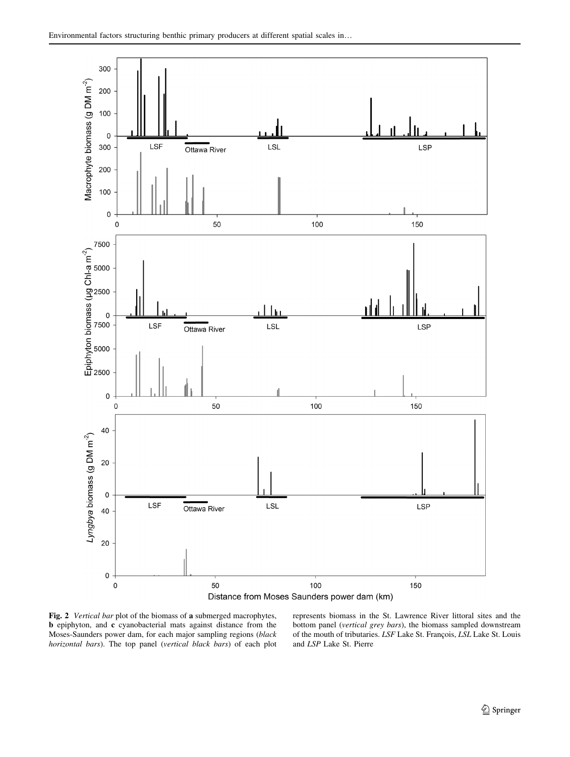Fig. 2 *Vertical bar* plot of the biomass of **a** submerged macrophytes, **b** epiphyton, and **c** cyanobacterial mats against distance from the Moses-Saunders power dam, for each major sampling regions (*black horizontal bars*). The top panel (*vertical black bars*) of each plot represents biomass in the St. Lawrence River littoral sites and the bottom panel (*vertical grey bars*), the biomass sampled downstream of the mouth of tributaries. *LSF* Lake St. François, *LSL* Lake St. Louis and *LSP* Lake St. Pierre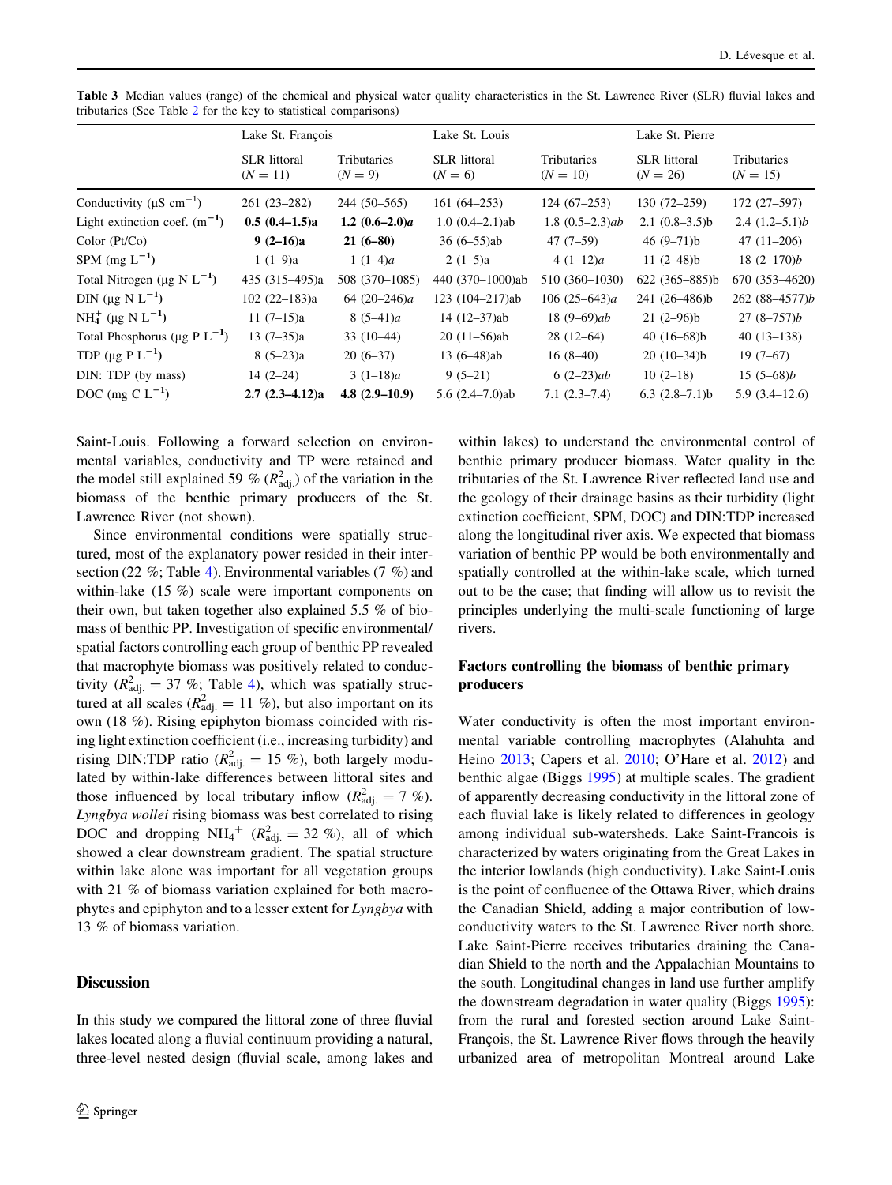**Table 3** Median values (range) of the chemical and physical water quality characteristics in the St. Lawrence River (SLR) fluvial lakes and tributaries (See Table 2 for the key to statistical comparisons)

| | Lake St. François | | Lake St. Louis | | Lake St. Pierre | |
|---|---|---|---|---|---|---|
| | SLR littoral ($N = 11$) | Tributaries ($N = 9$) | SLR littoral ($N = 6$) | Tributaries ($N = 10$) | SLR littoral ($N = 26$) | Tributaries ($N = 15$) |
| Conductivity (µS $cm^{-1}$) | 261 (23–282) | 244 (50–565) | 161 (64–253) | 124 (67–253) | 130 (72–259) | 172 (27–597) |
| Light extinction coef. ($m^{-1}$) | **0.5 (0.4–1.5)a** | **1.2 (0.6–2.0)*a*** | 1.0 (0.4–2.1)ab | 1.8 (0.5–2.3)*ab* | 2.1 (0.8–3.5)b | 2.4 (1.2–5.1)*b* |
| Color (Pt/Co) | **9 (2–16)a** | **21 (6–80)** | 36 (6–55)ab | 47 (7–59) | 46 (9–71)b | 47 (11–206) |
| SPM (mg $L^{-1}$) | 1 (1–9)a | 1 (1–4)*a* | 2 (1–5)a | 4 (1–12)*a* | 11 (2–48)b | 18 (2–170)*b* |
| Total Nitrogen (µg N $L^{-1}$) | 435 (315–495)a | 508 (370–1085) | 440 (370–1000)ab | 510 (360–1030) | 622 (365–885)b | 670 (353–4620) |
| DIN (µg N $L^{-1}$) | 102 (22–183)a | 64 (20–246)*a* | 123 (104–217)ab | 106 (25–643)*a* | 241 (26–486)b | 262 (88–4577)*b* |
| $NH_4^+$ (µg N $L^{-1}$) | 11 (7–15)a | 8 (5–41)*a* | 14 (12–37)ab | 18 (9–69)*ab* | 21 (2–96)b | 27 (8–757)*b* |
| Total Phosphorus (µg P $L^{-1}$) | 13 (7–35)a | 33 (10–44) | 20 (11–56)ab | 28 (12–64) | 40 (16–68)b | 40 (13–138) |
| TDP (µg P $L^{-1}$) | 8 (5–23)a | 20 (6–37) | 13 (6–48)ab | 16 (8–40) | 20 (10–34)b | 19 (7–67) |
| DIN: TDP (by mass) | 14 (2–24) | 3 (1–18)*a* | 9 (5–21) | 6 (2–23)*ab* | 10 (2–18) | 15 (5–68)*b* |
| DOC (mg C $L^{-1}$) | **2.7 (2.3–4.12)a** | **4.8 (2.9–10.9)** | 5.6 (2.4–7.0)ab | 7.1 (2.3–7.4) | 6.3 (2.8–7.1)b | 5.9 (3.4–12.6) |

Saint-Louis. Following a forward selection on environmental variables, conductivity and TP were retained and the model still explained 59 % ($R^2_{adj.}$) of the variation in the biomass of the benthic primary producers of the St. Lawrence River (not shown).

Since environmental conditions were spatially structured, most of the explanatory power resided in their intersection (22 %; Table 4). Environmental variables (7 %) and within-lake (15 %) scale were important components on their own, but taken together also explained 5.5 % of biomass of benthic PP. Investigation of specific environmental/spatial factors controlling each group of benthic PP revealed that macrophyte biomass was positively related to conductivity ($R^2_{adj.} = 37$ %; Table 4), which was spatially structured at all scales ($R^2_{adj.} = 11$ %), but also important on its own (18 %). Rising epiphyton biomass coincided with rising light extinction coefficient (i.e., increasing turbidity) and rising DIN:TDP ratio ($R^2_{adj.} = 15$ %), both largely modulated by within-lake differences between littoral sites and those influenced by local tributary inflow ($R^2_{adj.} = 7$ %). *Lyngbya wollei* rising biomass was best correlated to rising DOC and dropping $NH_4^+$ ($R^2_{adj.} = 32$ %), all of which showed a clear downstream gradient. The spatial structure within lake alone was important for all vegetation groups with 21 % of biomass variation explained for both macrophytes and epiphyton and to a lesser extent for *Lyngbya* with 13 % of biomass variation.

## Discussion

In this study we compared the littoral zone of three fluvial lakes located along a fluvial continuum providing a natural, three-level nested design (fluvial scale, among lakes and within lakes) to understand the environmental control of benthic primary producer biomass. Water quality in the tributaries of the St. Lawrence River reflected land use and the geology of their drainage basins as their turbidity (light extinction coefficient, SPM, DOC) and DIN:TDP increased along the longitudinal river axis. We expected that biomass variation of benthic PP would be both environmentally and spatially controlled at the within-lake scale, which turned out to be the case; that finding will allow us to revisit the principles underlying the multi-scale functioning of large rivers.

### Factors controlling the biomass of benthic primary producers

Water conductivity is often the most important environmental variable controlling macrophytes (Alahuhta and Heino 2013; Capers et al. 2010; O'Hare et al. 2012) and benthic algae (Biggs 1995) at multiple scales. The gradient of apparently decreasing conductivity in the littoral zone of each fluvial lake is likely related to differences in geology among individual sub-watersheds. Lake Saint-Francois is characterized by waters originating from the Great Lakes in the interior lowlands (high conductivity). Lake Saint-Louis is the point of confluence of the Ottawa River, which drains the Canadian Shield, adding a major contribution of low-conductivity waters to the St. Lawrence River north shore. Lake Saint-Pierre receives tributaries draining the Canadian Shield to the north and the Appalachian Mountains to the south. Longitudinal changes in land use further amplify the downstream degradation in water quality (Biggs 1995): from the rural and forested section around Lake Saint-François, the St. Lawrence River flows through the heavily urbanized area of metropolitan Montreal around Lake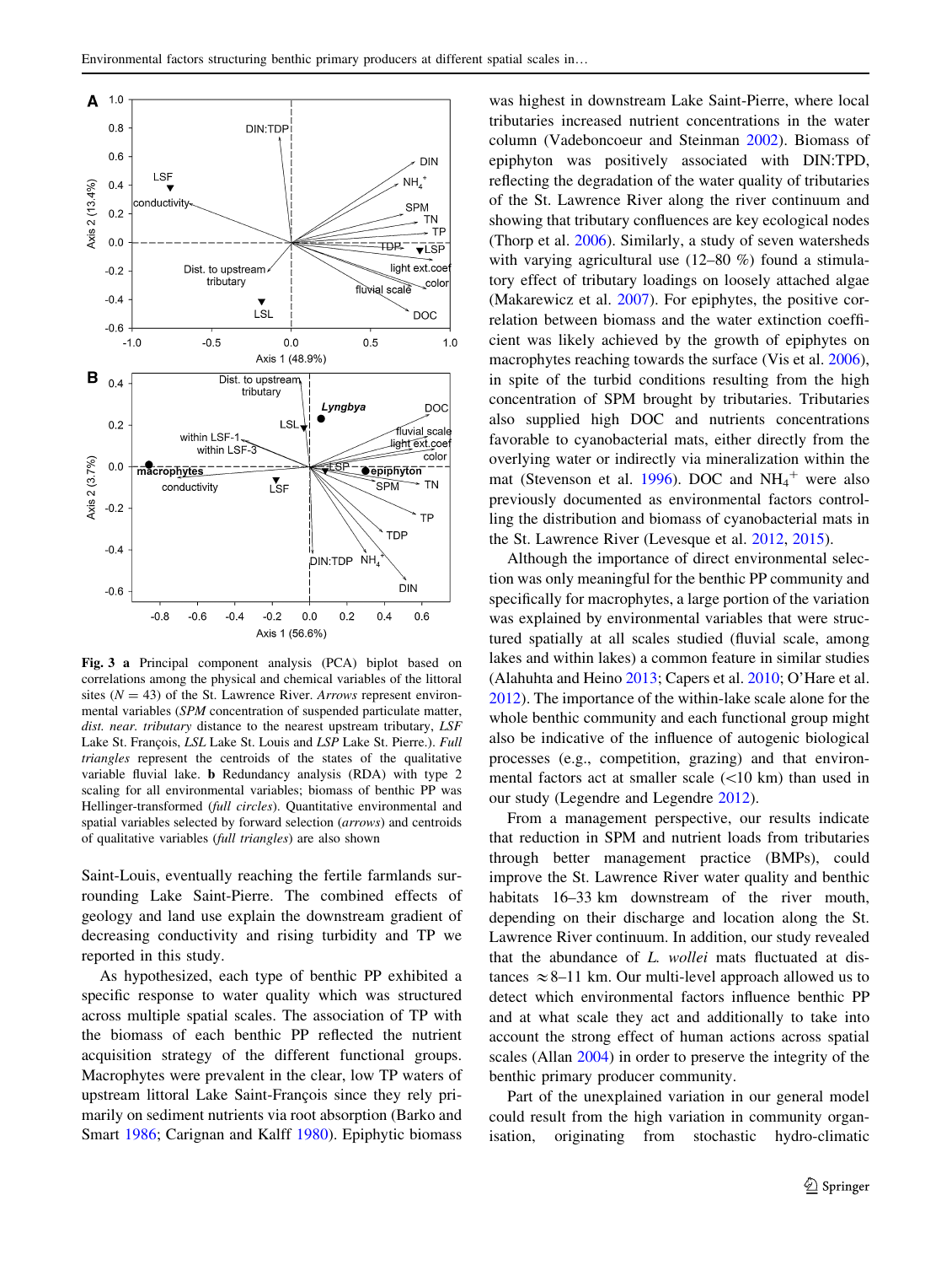**Fig. 3** **a** Principal component analysis (PCA) biplot based on correlations among the physical and chemical variables of the littoral sites ($N = 43$) of the St. Lawrence River. *Arrows* represent environmental variables (*SPM* concentration of suspended particulate matter, *dist. near. tributary* distance to the nearest upstream tributary, *LSF* Lake St. François, *LSL* Lake St. Louis and *LSP* Lake St. Pierre.). *Full triangles* represent the centroids of the states of the qualitative variable fluvial lake. **b** Redundancy analysis (RDA) with type 2 scaling for all environmental variables; biomass of benthic PP was Hellinger-transformed (*full circles*). Quantitative environmental and spatial variables selected by forward selection (*arrows*) and centroids of qualitative variables (*full triangles*) are also shown

Saint-Louis, eventually reaching the fertile farmlands surrounding Lake Saint-Pierre. The combined effects of geology and land use explain the downstream gradient of decreasing conductivity and rising turbidity and TP we reported in this study.

As hypothesized, each type of benthic PP exhibited a specific response to water quality which was structured across multiple spatial scales. The association of TP with the biomass of each benthic PP reflected the nutrient acquisition strategy of the different functional groups. Macrophytes were prevalent in the clear, low TP waters of upstream littoral Lake Saint-François since they rely primarily on sediment nutrients via root absorption (Barko and Smart 1986; Carignan and Kalff 1980). Epiphytic biomass was highest in downstream Lake Saint-Pierre, where local tributaries increased nutrient concentrations in the water column (Vadeboncoeur and Steinman 2002). Biomass of epiphyton was positively associated with DIN:TPD, reflecting the degradation of the water quality of tributaries of the St. Lawrence River along the river continuum and showing that tributary confluences are key ecological nodes (Thorp et al. 2006). Similarly, a study of seven watersheds with varying agricultural use (12–80 %) found a stimulatory effect of tributary loadings on loosely attached algae (Makarewicz et al. 2007). For epiphytes, the positive correlation between biomass and the water extinction coefficient was likely achieved by the growth of epiphytes on macrophytes reaching towards the surface (Vis et al. 2006), in spite of the turbid conditions resulting from the high concentration of SPM brought by tributaries. Tributaries also supplied high DOC and nutrients concentrations favorable to cyanobacterial mats, either directly from the overlying water or indirectly via mineralization within the mat (Stevenson et al. 1996). DOC and $NH_4^+$ were also previously documented as environmental factors controlling the distribution and biomass of cyanobacterial mats in the St. Lawrence River (Levesque et al. 2012, 2015).

Although the importance of direct environmental selection was only meaningful for the benthic PP community and specifically for macrophytes, a large portion of the variation was explained by environmental variables that were structured spatially at all scales studied (fluvial scale, among lakes and within lakes) a common feature in similar studies (Alahuhta and Heino 2013; Capers et al. 2010; O'Hare et al. 2012). The importance of the within-lake scale alone for the whole benthic community and each functional group might also be indicative of the influence of autogenic biological processes (e.g., competition, grazing) and that environmental factors act at smaller scale (<10 km) than used in our study (Legendre and Legendre 2012).

From a management perspective, our results indicate that reduction in SPM and nutrient loads from tributaries through better management practice (BMPs), could improve the St. Lawrence River water quality and benthic habitats 16–33 km downstream of the river mouth, depending on their discharge and location along the St. Lawrence River continuum. In addition, our study revealed that the abundance of *L. wollei* mats fluctuated at distances $\approx$8–11 km. Our multi-level approach allowed us to detect which environmental factors influence benthic PP and at what scale they act and additionally to take into account the strong effect of human actions across spatial scales (Allan 2004) in order to preserve the integrity of the benthic primary producer community.

Part of the unexplained variation in our general model could result from the high variation in community organisation, originating from stochastic hydro-climatic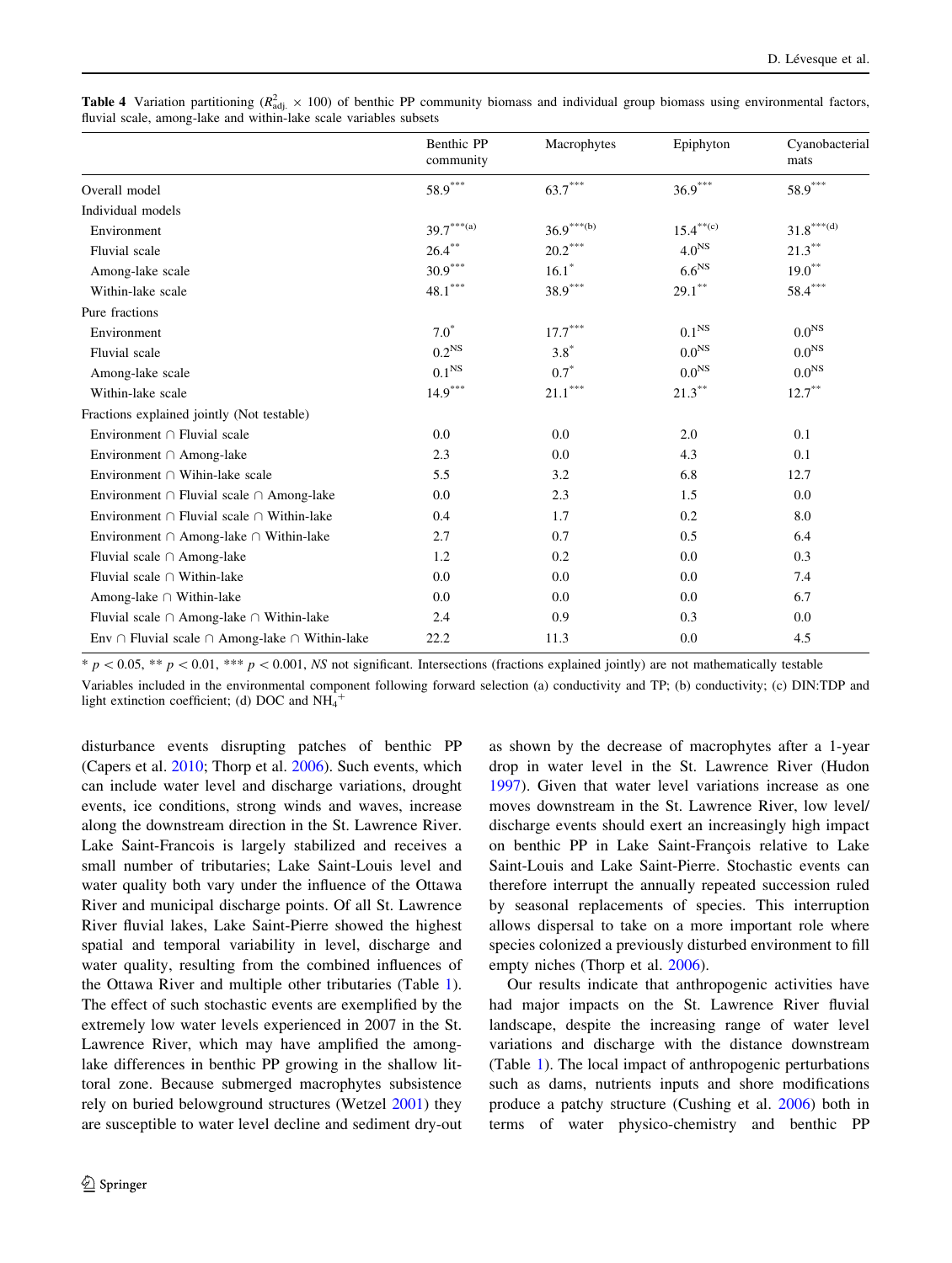**Table 4** Variation partitioning ($R^2_{adj.} \times 100$) of benthic PP community biomass and individual group biomass using environmental factors, fluvial scale, among-lake and within-lake scale variables subsets

| | Benthic PP community | Macrophytes | Epiphyton | Cyanobacterial mats |
|---|---|---|---|---|
| Overall model | $58.9^{***}$ | $63.7^{***}$ | $36.9^{***}$ | $58.9^{***}$ |
| Individual models | | | | |
| Environment | $39.7^{***(a)}$ | $36.9^{***(b)}$ | $15.4^{**(c)}$ | $31.8^{***(d)}$ |
| Fluvial scale | $26.4^{**}$ | $20.2^{***}$ | $4.0^{NS}$ | $21.3^{**}$ |
| Among-lake scale | $30.9^{***}$ | $16.1^{*}$ | $6.6^{NS}$ | $19.0^{**}$ |
| Within-lake scale | $48.1^{***}$ | $38.9^{***}$ | $29.1^{**}$ | $58.4^{***}$ |
| Pure fractions | | | | |
| Environment | $7.0^{*}$ | $17.7^{***}$ | $0.1^{NS}$ | $0.0^{NS}$ |
| Fluvial scale | $0.2^{NS}$ | $3.8^{*}$ | $0.0^{NS}$ | $0.0^{NS}$ |
| Among-lake scale | $0.1^{NS}$ | $0.7^{*}$ | $0.0^{NS}$ | $0.0^{NS}$ |
| Within-lake scale | $14.9^{***}$ | $21.1^{***}$ | $21.3^{**}$ | $12.7^{**}$ |
| Fractions explained jointly (Not testable) | | | | |
| Environment ∩ Fluvial scale | 0.0 | 0.0 | 2.0 | 0.1 |
| Environment ∩ Among-lake | 2.3 | 0.0 | 4.3 | 0.1 |
| Environment ∩ Wihin-lake scale | 5.5 | 3.2 | 6.8 | 12.7 |
| Environment ∩ Fluvial scale ∩ Among-lake | 0.0 | 2.3 | 1.5 | 0.0 |
| Environment ∩ Fluvial scale ∩ Within-lake | 0.4 | 1.7 | 0.2 | 8.0 |
| Environment ∩ Among-lake ∩ Within-lake | 2.7 | 0.7 | 0.5 | 6.4 |
| Fluvial scale ∩ Among-lake | 1.2 | 0.2 | 0.0 | 0.3 |
| Fluvial scale ∩ Within-lake | 0.0 | 0.0 | 0.0 | 7.4 |
| Among-lake ∩ Within-lake | 0.0 | 0.0 | 0.0 | 6.7 |
| Fluvial scale ∩ Among-lake ∩ Within-lake | 2.4 | 0.9 | 0.3 | 0.0 |
| Env ∩ Fluvial scale ∩ Among-lake ∩ Within-lake | 22.2 | 11.3 | 0.0 | 4.5 |

* $p < 0.05$, ** $p < 0.01$, *** $p < 0.001$, *NS* not significant. Intersections (fractions explained jointly) are not mathematically testable

Variables included in the environmental component following forward selection (a) conductivity and TP; (b) conductivity; (c) DIN:TDP and light extinction coefficient; (d) DOC and $NH_4^+$

disturbance events disrupting patches of benthic PP (Capers et al. 2010; Thorp et al. 2006). Such events, which can include water level and discharge variations, drought events, ice conditions, strong winds and waves, increase along the downstream direction in the St. Lawrence River. Lake Saint-Francois is largely stabilized and receives a small number of tributaries; Lake Saint-Louis level and water quality both vary under the influence of the Ottawa River and municipal discharge points. Of all St. Lawrence River fluvial lakes, Lake Saint-Pierre showed the highest spatial and temporal variability in level, discharge and water quality, resulting from the combined influences of the Ottawa River and multiple other tributaries (Table 1). The effect of such stochastic events are exemplified by the extremely low water levels experienced in 2007 in the St. Lawrence River, which may have amplified the among-lake differences in benthic PP growing in the shallow littoral zone. Because submerged macrophytes subsistence rely on buried belowground structures (Wetzel 2001) they are susceptible to water level decline and sediment dry-out as shown by the decrease of macrophytes after a 1-year drop in water level in the St. Lawrence River (Hudon 1997). Given that water level variations increase as one moves downstream in the St. Lawrence River, low level/discharge events should exert an increasingly high impact on benthic PP in Lake Saint-François relative to Lake Saint-Louis and Lake Saint-Pierre. Stochastic events can therefore interrupt the annually repeated succession ruled by seasonal replacements of species. This interruption allows dispersal to take on a more important role where species colonized a previously disturbed environment to fill empty niches (Thorp et al. 2006).

Our results indicate that anthropogenic activities have had major impacts on the St. Lawrence River fluvial landscape, despite the increasing range of water level variations and discharge with the distance downstream (Table 1). The local impact of anthropogenic perturbations such as dams, nutrients inputs and shore modifications produce a patchy structure (Cushing et al. 2006) both in terms of water physico-chemistry and benthic PP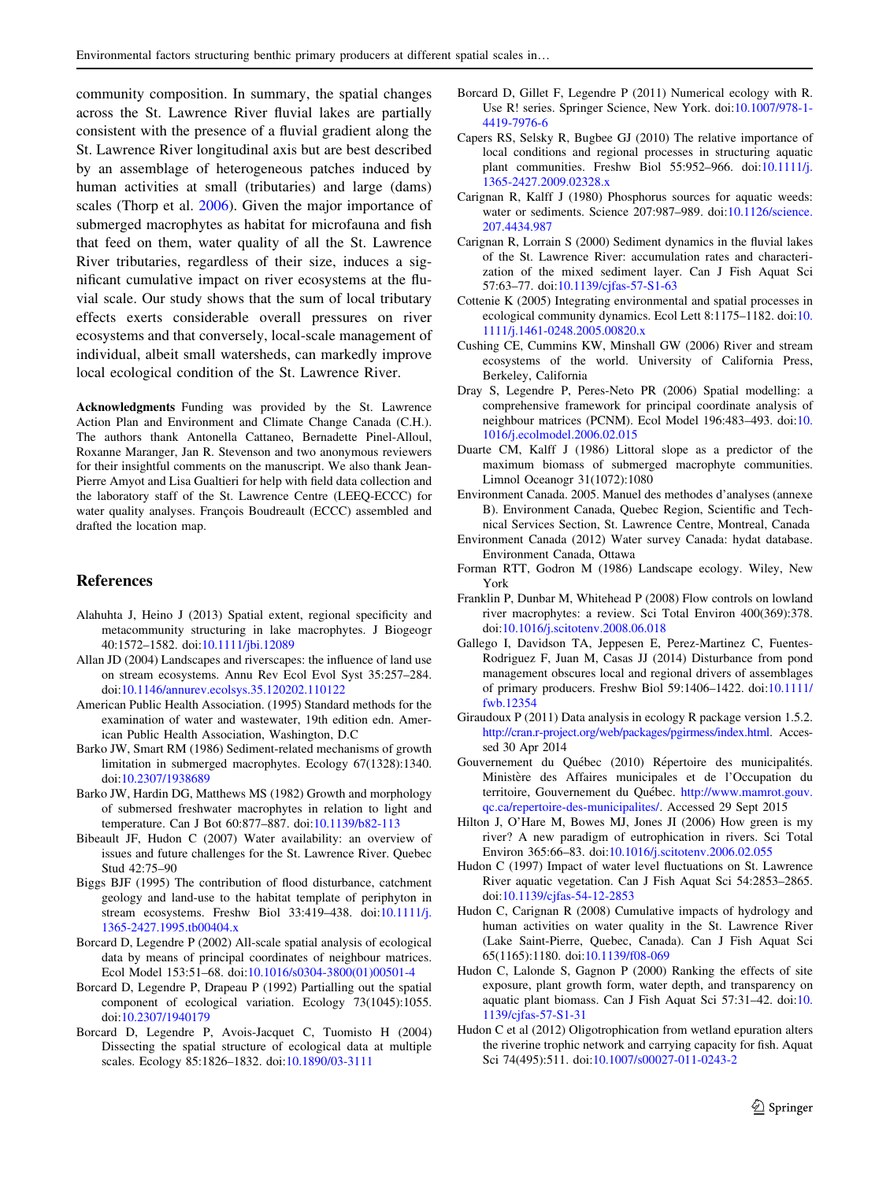community composition. In summary, the spatial changes across the St. Lawrence River fluvial lakes are partially consistent with the presence of a fluvial gradient along the St. Lawrence River longitudinal axis but are best described by an assemblage of heterogeneous patches induced by human activities at small (tributaries) and large (dams) scales (Thorp et al. 2006). Given the major importance of submerged macrophytes as habitat for microfauna and fish that feed on them, water quality of all the St. Lawrence River tributaries, regardless of their size, induces a significant cumulative impact on river ecosystems at the fluvial scale. Our study shows that the sum of local tributary effects exerts considerable overall pressures on river ecosystems and that conversely, local-scale management of individual, albeit small watersheds, can markedly improve local ecological condition of the St. Lawrence River.

**Acknowledgments** Funding was provided by the St. Lawrence Action Plan and Environment and Climate Change Canada (C.H.). The authors thank Antonella Cattaneo, Bernadette Pinel-Alloul, Roxanne Maranger, Jan R. Stevenson and two anonymous reviewers for their insightful comments on the manuscript. We also thank Jean-Pierre Amyot and Lisa Gualtieri for help with field data collection and the laboratory staff of the St. Lawrence Centre (LEEQ-ECCC) for water quality analyses. François Boudreault (ECCC) assembled and drafted the location map.

## References

Alahuhta J, Heino J (2013) Spatial extent, regional specificity and metacommunity structuring in lake macrophytes. J Biogeogr 40:1572–1582. doi:10.1111/jbi.12089

Allan JD (2004) Landscapes and riverscapes: the influence of land use on stream ecosystems. Annu Rev Ecol Evol Syst 35:257–284. doi:10.1146/annurev.ecolsys.35.120202.110122

American Public Health Association. (1995) Standard methods for the examination of water and wastewater, 19th edition edn. American Public Health Association, Washington, D.C

Barko JW, Smart RM (1986) Sediment-related mechanisms of growth limitation in submerged macrophytes. Ecology 67(1328):1340. doi:10.2307/1938689

Barko JW, Hardin DG, Matthews MS (1982) Growth and morphology of submersed freshwater macrophytes in relation to light and temperature. Can J Bot 60:877–887. doi:10.1139/b82-113

Bibeault JF, Hudon C (2007) Water availability: an overview of issues and future challenges for the St. Lawrence River. Quebec Stud 42:75–90

Biggs BJF (1995) The contribution of flood disturbance, catchment geology and land-use to the habitat template of periphyton in stream ecosystems. Freshw Biol 33:419–438. doi:10.1111/j.1365-2427.1995.tb00404.x

Borcard D, Legendre P (2002) All-scale spatial analysis of ecological data by means of principal coordinates of neighbour matrices. Ecol Model 153:51–68. doi:10.1016/s0304-3800(01)00501-4

Borcard D, Legendre P, Drapeau P (1992) Partialling out the spatial component of ecological variation. Ecology 73(1045):1055. doi:10.2307/1940179

Borcard D, Legendre P, Avois-Jacquet C, Tuomisto H (2004) Dissecting the spatial structure of ecological data at multiple scales. Ecology 85:1826–1832. doi:10.1890/03-3111

Borcard D, Gillet F, Legendre P (2011) Numerical ecology with R. Use R! series. Springer Science, New York. doi:10.1007/978-1-4419-7976-6

Capers RS, Selsky R, Bugbee GJ (2010) The relative importance of local conditions and regional processes in structuring aquatic plant communities. Freshw Biol 55:952–966. doi:10.1111/j.1365-2427.2009.02328.x

Carignan R, Kalff J (1980) Phosphorus sources for aquatic weeds: water or sediments. Science 207:987–989. doi:10.1126/science.207.4434.987

Carignan R, Lorrain S (2000) Sediment dynamics in the fluvial lakes of the St. Lawrence River: accumulation rates and characterization of the mixed sediment layer. Can J Fish Aquat Sci 57:63–77. doi:10.1139/cjfas-57-S1-63

Cottenie K (2005) Integrating environmental and spatial processes in ecological community dynamics. Ecol Lett 8:1175–1182. doi:10.1111/j.1461-0248.2005.00820.x

Cushing CE, Cummins KW, Minshall GW (2006) River and stream ecosystems of the world. University of California Press, Berkeley, California

Dray S, Legendre P, Peres-Neto PR (2006) Spatial modelling: a comprehensive framework for principal coordinate analysis of neighbour matrices (PCNM). Ecol Model 196:483–493. doi:10.1016/j.ecolmodel.2006.02.015

Duarte CM, Kalff J (1986) Littoral slope as a predictor of the maximum biomass of submerged macrophyte communities. Limnol Oceanogr 31(1072):1080

Environment Canada. 2005. Manuel des methodes d'analyses (annexe B). Environment Canada, Quebec Region, Scientific and Technical Services Section, St. Lawrence Centre, Montreal, Canada

Environment Canada (2012) Water survey Canada: hydat database. Environment Canada, Ottawa

Forman RTT, Godron M (1986) Landscape ecology. Wiley, New York

Franklin P, Dunbar M, Whitehead P (2008) Flow controls on lowland river macrophytes: a review. Sci Total Environ 400(369):378. doi:10.1016/j.scitotenv.2008.06.018

Gallego I, Davidson TA, Jeppesen E, Perez-Martinez C, Fuentes-Rodriguez F, Juan M, Casas JJ (2014) Disturbance from pond management obscures local and regional drivers of assemblages of primary producers. Freshw Biol 59:1406–1422. doi:10.1111/fwb.12354

Giraudoux P (2011) Data analysis in ecology R package version 1.5.2. http://cran.r-project.org/web/packages/pgirmess/index.html. Accessed 30 Apr 2014

Gouvernement du Québec (2010) Répertoire des municipalités. Ministère des Affaires municipales et de l'Occupation du territoire, Gouvernement du Québec. http://www.mamrot.gouv.qc.ca/repertoire-des-municipalites/. Accessed 29 Sept 2015

Hilton J, O'Hare M, Bowes MJ, Jones JI (2006) How green is my river? A new paradigm of eutrophication in rivers. Sci Total Environ 365:66–83. doi:10.1016/j.scitotenv.2006.02.055

Hudon C (1997) Impact of water level fluctuations on St. Lawrence River aquatic vegetation. Can J Fish Aquat Sci 54:2853–2865. doi:10.1139/cjfas-54-12-2853

Hudon C, Carignan R (2008) Cumulative impacts of hydrology and human activities on water quality in the St. Lawrence River (Lake Saint-Pierre, Quebec, Canada). Can J Fish Aquat Sci 65(1165):1180. doi:10.1139/f08-069

Hudon C, Lalonde S, Gagnon P (2000) Ranking the effects of site exposure, plant growth form, water depth, and transparency on aquatic plant biomass. Can J Fish Aquat Sci 57:31–42. doi:10.1139/cjfas-57-S1-31

Hudon C et al (2012) Oligotrophication from wetland epuration alters the riverine trophic network and carrying capacity for fish. Aquat Sci 74(495):511. doi:10.1007/s00027-011-0243-2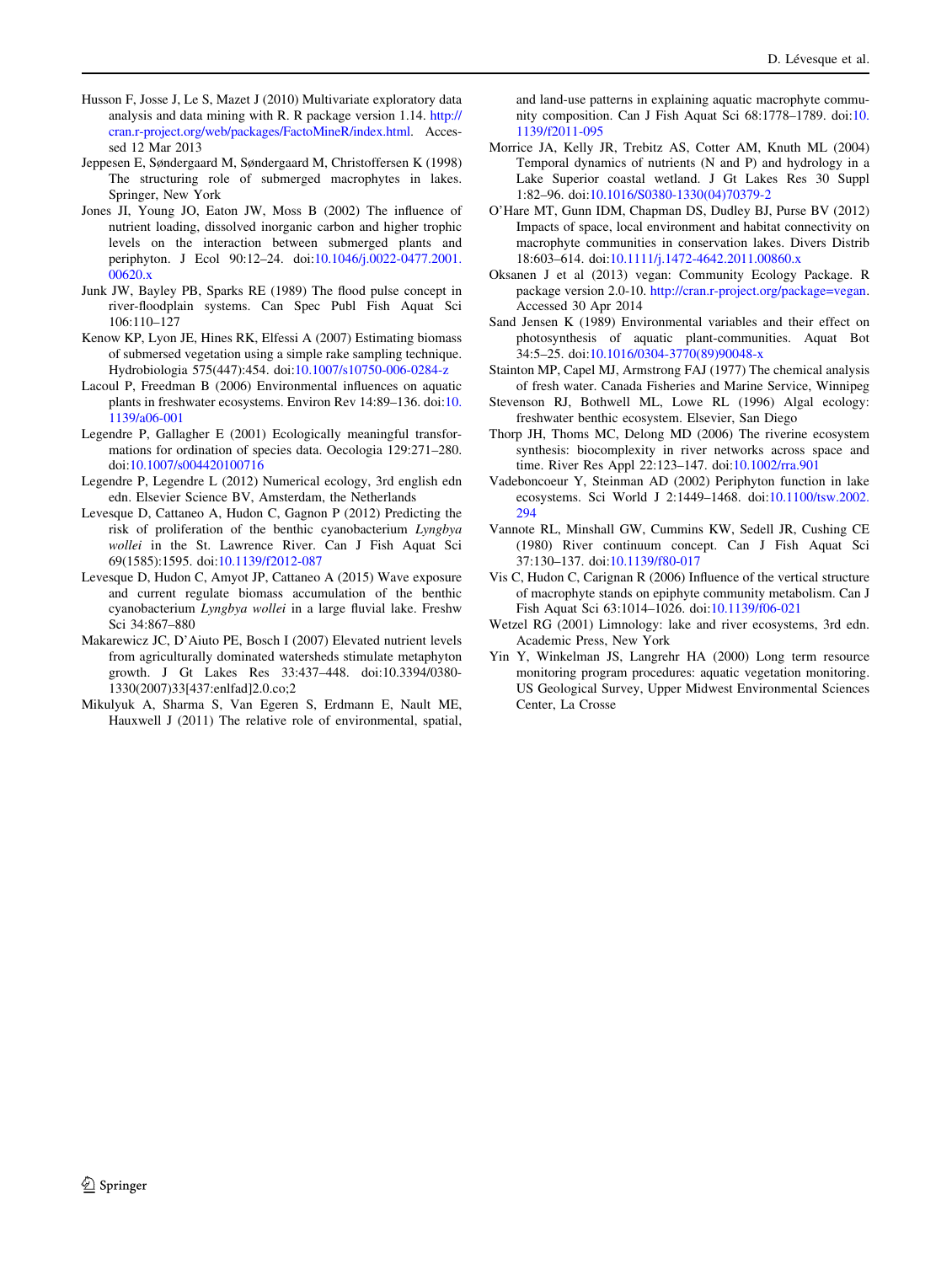Husson F, Josse J, Le S, Mazet J (2010) Multivariate exploratory data analysis and data mining with R. R package version 1.14. http://cran.r-project.org/web/packages/FactoMineR/index.html. Accessed 12 Mar 2013

Jeppesen E, Søndergaard M, Søndergaard M, Christoffersen K (1998) The structuring role of submerged macrophytes in lakes. Springer, New York

Jones JI, Young JO, Eaton JW, Moss B (2002) The influence of nutrient loading, dissolved inorganic carbon and higher trophic levels on the interaction between submerged plants and periphyton. J Ecol 90:12–24. doi:10.1046/j.0022-0477.2001.00620.x

Junk JW, Bayley PB, Sparks RE (1989) The flood pulse concept in river-floodplain systems. Can Spec Publ Fish Aquat Sci 106:110–127

Kenow KP, Lyon JE, Hines RK, Elfessi A (2007) Estimating biomass of submersed vegetation using a simple rake sampling technique. Hydrobiologia 575(447):454. doi:10.1007/s10750-006-0284-z

Lacoul P, Freedman B (2006) Environmental influences on aquatic plants in freshwater ecosystems. Environ Rev 14:89–136. doi:10.1139/a06-001

Legendre P, Gallagher E (2001) Ecologically meaningful transformations for ordination of species data. Oecologia 129:271–280. doi:10.1007/s004420100716

Legendre P, Legendre L (2012) Numerical ecology, 3rd english edn edn. Elsevier Science BV, Amsterdam, the Netherlands

Levesque D, Cattaneo A, Hudon C, Gagnon P (2012) Predicting the risk of proliferation of the benthic cyanobacterium *Lyngbya wollei* in the St. Lawrence River. Can J Fish Aquat Sci 69(1585):1595. doi:10.1139/f2012-087

Levesque D, Hudon C, Amyot JP, Cattaneo A (2015) Wave exposure and current regulate biomass accumulation of the benthic cyanobacterium *Lyngbya wollei* in a large fluvial lake. Freshw Sci 34:867–880

Makarewicz JC, D'Aiuto PE, Bosch I (2007) Elevated nutrient levels from agriculturally dominated watersheds stimulate metaphyton growth. J Gt Lakes Res 33:437–448. doi:10.3394/0380-1330(2007)33[437:enlfad]2.0.co;2

Mikulyuk A, Sharma S, Van Egeren S, Erdmann E, Nault ME, Hauxwell J (2011) The relative role of environmental, spatial, and land-use patterns in explaining aquatic macrophyte community composition. Can J Fish Aquat Sci 68:1778–1789. doi:10.1139/f2011-095

Morrice JA, Kelly JR, Trebitz AS, Cotter AM, Knuth ML (2004) Temporal dynamics of nutrients (N and P) and hydrology in a Lake Superior coastal wetland. J Gt Lakes Res 30 Suppl 1:82–96. doi:10.1016/S0380-1330(04)70379-2

O'Hare MT, Gunn IDM, Chapman DS, Dudley BJ, Purse BV (2012) Impacts of space, local environment and habitat connectivity on macrophyte communities in conservation lakes. Divers Distrib 18:603–614. doi:10.1111/j.1472-4642.2011.00860.x

Oksanen J et al (2013) vegan: Community Ecology Package. R package version 2.0-10. http://cran.r-project.org/package=vegan. Accessed 30 Apr 2014

Sand Jensen K (1989) Environmental variables and their effect on photosynthesis of aquatic plant-communities. Aquat Bot 34:5–25. doi:10.1016/0304-3770(89)90048-x

Stainton MP, Capel MJ, Armstrong FAJ (1977) The chemical analysis of fresh water. Canada Fisheries and Marine Service, Winnipeg

Stevenson RJ, Bothwell ML, Lowe RL (1996) Algal ecology: freshwater benthic ecosystem. Elsevier, San Diego

Thorp JH, Thoms MC, Delong MD (2006) The riverine ecosystem synthesis: biocomplexity in river networks across space and time. River Res Appl 22:123–147. doi:10.1002/rra.901

Vadeboncoeur Y, Steinman AD (2002) Periphyton function in lake ecosystems. Sci World J 2:1449–1468. doi:10.1100/tsw.2002.294

Vannote RL, Minshall GW, Cummins KW, Sedell JR, Cushing CE (1980) River continuum concept. Can J Fish Aquat Sci 37:130–137. doi:10.1139/f80-017

Vis C, Hudon C, Carignan R (2006) Influence of the vertical structure of macrophyte stands on epiphyte community metabolism. Can J Fish Aquat Sci 63:1014–1026. doi:10.1139/f06-021

Wetzel RG (2001) Limnology: lake and river ecosystems, 3rd edn. Academic Press, New York

Yin Y, Winkelman JS, Langrehr HA (2000) Long term resource monitoring program procedures: aquatic vegetation monitoring. US Geological Survey, Upper Midwest Environmental Sciences Center, La Crosse